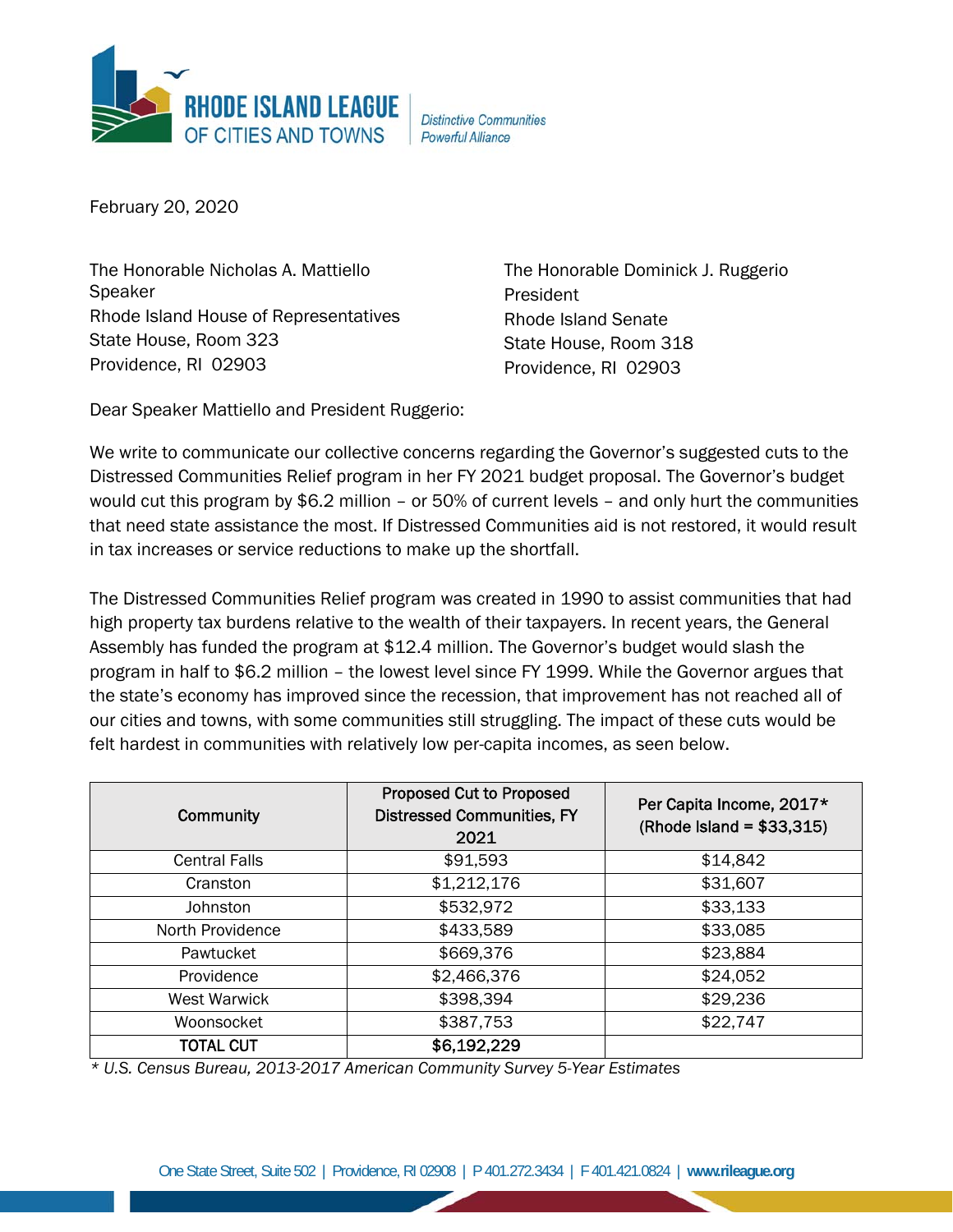**RHODE ISLAND LEAGUE OF CITIES AND TOWNS**

*Distinctive Communities*
*Powerful Alliance*

February 20, 2020

The Honorable Nicholas A. Mattiello
Speaker
Rhode Island House of Representatives
State House, Room 323
Providence, RI 02903

The Honorable Dominick J. Ruggerio
President
Rhode Island Senate
State House, Room 318
Providence, RI 02903

Dear Speaker Mattiello and President Ruggerio:

We write to communicate our collective concerns regarding the Governor's suggested cuts to the Distressed Communities Relief program in her FY 2021 budget proposal. The Governor's budget would cut this program by $6.2 million – or 50% of current levels – and only hurt the communities that need state assistance the most. If Distressed Communities aid is not restored, it would result in tax increases or service reductions to make up the shortfall.

The Distressed Communities Relief program was created in 1990 to assist communities that had high property tax burdens relative to the wealth of their taxpayers. In recent years, the General Assembly has funded the program at $12.4 million. The Governor's budget would slash the program in half to $6.2 million – the lowest level since FY 1999. While the Governor argues that the state's economy has improved since the recession, that improvement has not reached all of our cities and towns, with some communities still struggling. The impact of these cuts would be felt hardest in communities with relatively low per-capita incomes, as seen below.

| Community | Proposed Cut to Proposed Distressed Communities, FY 2021 | Per Capita Income, 2017* (Rhode Island = $33,315) |
|---|---|---|
| Central Falls | $91,593 | $14,842 |
| Cranston | $1,212,176 | $31,607 |
| Johnston | $532,972 | $33,133 |
| North Providence | $433,589 | $33,085 |
| Pawtucket | $669,376 | $23,884 |
| Providence | $2,466,376 | $24,052 |
| West Warwick | $398,394 | $29,236 |
| Woonsocket | $387,753 | $22,747 |
| **TOTAL CUT** | **$6,192,229** | |

*\* U.S. Census Bureau, 2013-2017 American Community Survey 5-Year Estimates*

One State Street, Suite 502 | Providence, RI 02908 | P 401.272.3434 | F 401.421.0824 | **www.rileague.org**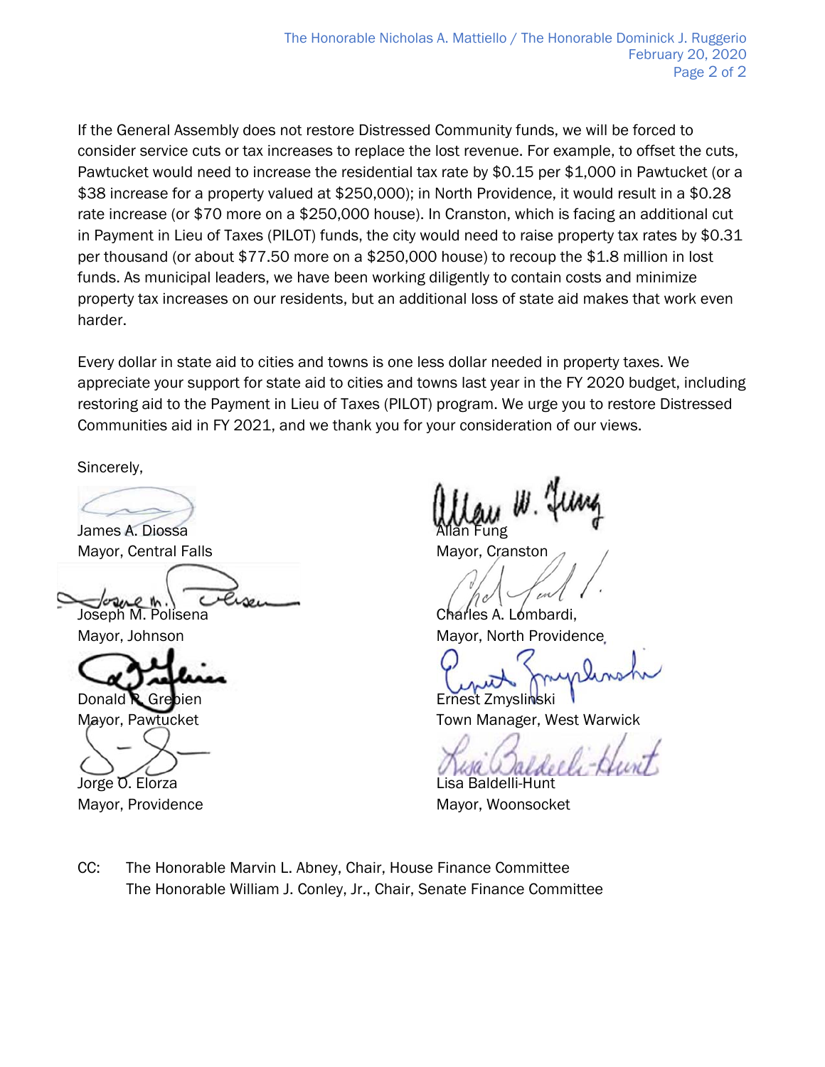If the General Assembly does not restore Distressed Community funds, we will be forced to consider service cuts or tax increases to replace the lost revenue. For example, to offset the cuts, Pawtucket would need to increase the residential tax rate by $0.15 per $1,000 in Pawtucket (or a $38 increase for a property valued at $250,000); in North Providence, it would result in a $0.28 rate increase (or $70 more on a $250,000 house). In Cranston, which is facing an additional cut in Payment in Lieu of Taxes (PILOT) funds, the city would need to raise property tax rates by $0.31 per thousand (or about $77.50 more on a $250,000 house) to recoup the $1.8 million in lost funds. As municipal leaders, we have been working diligently to contain costs and minimize property tax increases on our residents, but an additional loss of state aid makes that work even harder.

Every dollar in state aid to cities and towns is one less dollar needed in property taxes. We appreciate your support for state aid to cities and towns last year in the FY 2020 budget, including restoring aid to the Payment in Lieu of Taxes (PILOT) program. We urge you to restore Distressed Communities aid in FY 2021, and we thank you for your consideration of our views.

Sincerely,

James A. Diossa
Mayor, Central Falls

Joseph M. Polisena
Mayor, Johnson

Donald R. Grebien
Mayor, Pawtucket

Jorge O. Elorza
Mayor, Providence

Allan Fung
Mayor, Cranston

Charles A. Lombardi,
Mayor, North Providence

Ernest Zmyslinski
Town Manager, West Warwick

Lisa Baldelli-Hunt
Mayor, Woonsocket

CC: The Honorable Marvin L. Abney, Chair, House Finance Committee
The Honorable William J. Conley, Jr., Chair, Senate Finance Committee